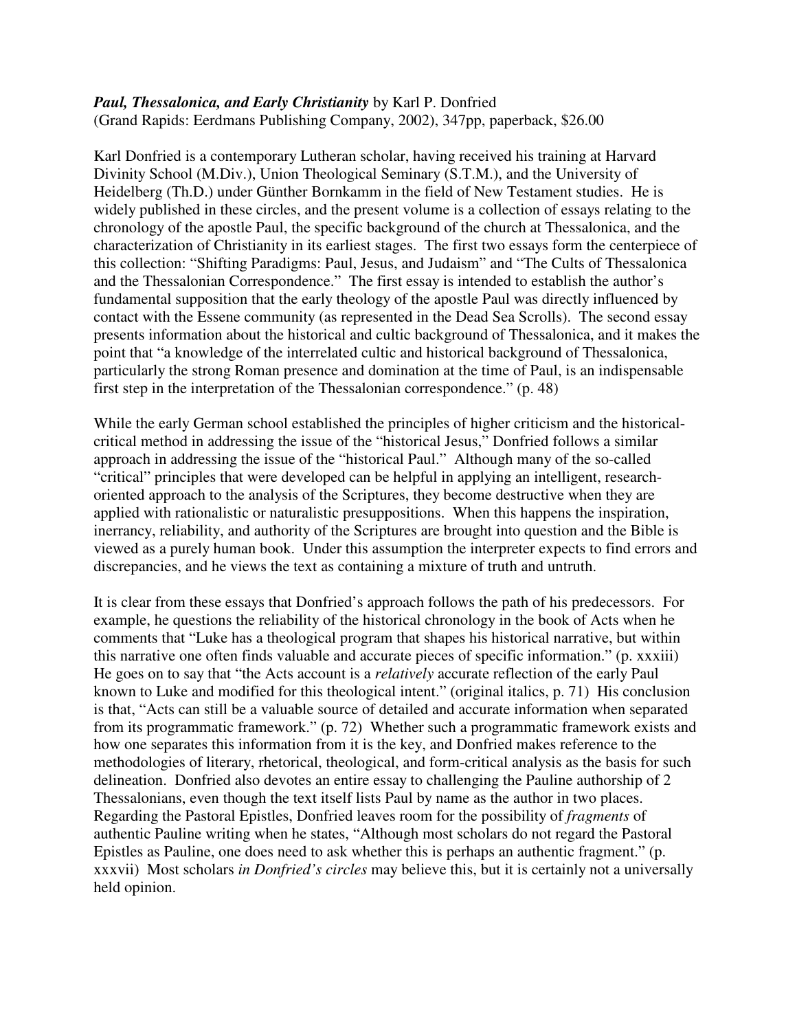***Paul, Thessalonica, and Early Christianity*** by Karl P. Donfried
(Grand Rapids: Eerdmans Publishing Company, 2002), 347pp, paperback, $26.00

Karl Donfried is a contemporary Lutheran scholar, having received his training at Harvard Divinity School (M.Div.), Union Theological Seminary (S.T.M.), and the University of Heidelberg (Th.D.) under Günther Bornkamm in the field of New Testament studies. He is widely published in these circles, and the present volume is a collection of essays relating to the chronology of the apostle Paul, the specific background of the church at Thessalonica, and the characterization of Christianity in its earliest stages. The first two essays form the centerpiece of this collection: "Shifting Paradigms: Paul, Jesus, and Judaism" and "The Cults of Thessalonica and the Thessalonian Correspondence." The first essay is intended to establish the author's fundamental supposition that the early theology of the apostle Paul was directly influenced by contact with the Essene community (as represented in the Dead Sea Scrolls). The second essay presents information about the historical and cultic background of Thessalonica, and it makes the point that "a knowledge of the interrelated cultic and historical background of Thessalonica, particularly the strong Roman presence and domination at the time of Paul, is an indispensable first step in the interpretation of the Thessalonian correspondence." (p. 48)

While the early German school established the principles of higher criticism and the historical-critical method in addressing the issue of the "historical Jesus," Donfried follows a similar approach in addressing the issue of the "historical Paul." Although many of the so-called "critical" principles that were developed can be helpful in applying an intelligent, research-oriented approach to the analysis of the Scriptures, they become destructive when they are applied with rationalistic or naturalistic presuppositions. When this happens the inspiration, inerrancy, reliability, and authority of the Scriptures are brought into question and the Bible is viewed as a purely human book. Under this assumption the interpreter expects to find errors and discrepancies, and he views the text as containing a mixture of truth and untruth.

It is clear from these essays that Donfried's approach follows the path of his predecessors. For example, he questions the reliability of the historical chronology in the book of Acts when he comments that "Luke has a theological program that shapes his historical narrative, but within this narrative one often finds valuable and accurate pieces of specific information." (p. xxxiii) He goes on to say that "the Acts account is a *relatively* accurate reflection of the early Paul known to Luke and modified for this theological intent." (original italics, p. 71) His conclusion is that, "Acts can still be a valuable source of detailed and accurate information when separated from its programmatic framework." (p. 72) Whether such a programmatic framework exists and how one separates this information from it is the key, and Donfried makes reference to the methodologies of literary, rhetorical, theological, and form-critical analysis as the basis for such delineation. Donfried also devotes an entire essay to challenging the Pauline authorship of 2 Thessalonians, even though the text itself lists Paul by name as the author in two places. Regarding the Pastoral Epistles, Donfried leaves room for the possibility of *fragments* of authentic Pauline writing when he states, "Although most scholars do not regard the Pastoral Epistles as Pauline, one does need to ask whether this is perhaps an authentic fragment." (p. xxxvii) Most scholars *in Donfried's circles* may believe this, but it is certainly not a universally held opinion.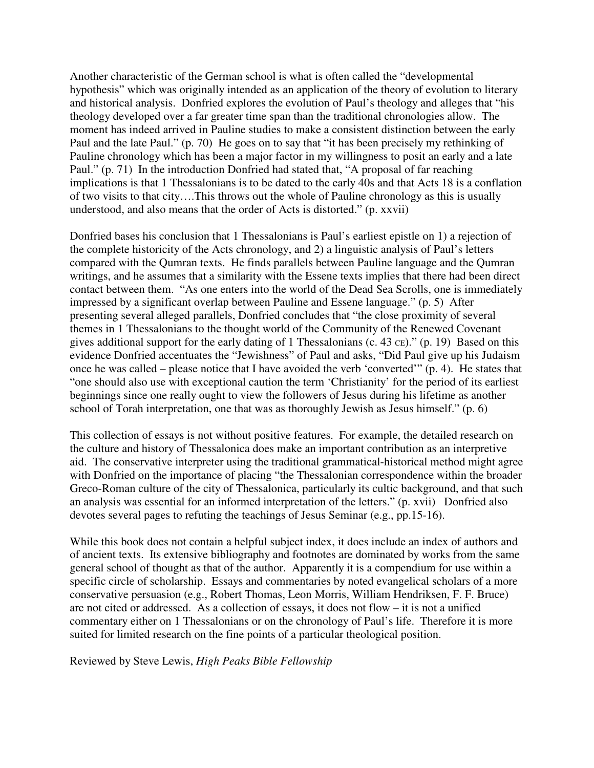Another characteristic of the German school is what is often called the "developmental hypothesis" which was originally intended as an application of the theory of evolution to literary and historical analysis. Donfried explores the evolution of Paul's theology and alleges that "his theology developed over a far greater time span than the traditional chronologies allow. The moment has indeed arrived in Pauline studies to make a consistent distinction between the early Paul and the late Paul." (p. 70) He goes on to say that "it has been precisely my rethinking of Pauline chronology which has been a major factor in my willingness to posit an early and a late Paul." (p. 71) In the introduction Donfried had stated that, "A proposal of far reaching implications is that 1 Thessalonians is to be dated to the early 40s and that Acts 18 is a conflation of two visits to that city….This throws out the whole of Pauline chronology as this is usually understood, and also means that the order of Acts is distorted." (p. xxvii)

Donfried bases his conclusion that 1 Thessalonians is Paul's earliest epistle on 1) a rejection of the complete historicity of the Acts chronology, and 2) a linguistic analysis of Paul's letters compared with the Qumran texts. He finds parallels between Pauline language and the Qumran writings, and he assumes that a similarity with the Essene texts implies that there had been direct contact between them. "As one enters into the world of the Dead Sea Scrolls, one is immediately impressed by a significant overlap between Pauline and Essene language." (p. 5) After presenting several alleged parallels, Donfried concludes that "the close proximity of several themes in 1 Thessalonians to the thought world of the Community of the Renewed Covenant gives additional support for the early dating of 1 Thessalonians (c. 43 CE)." (p. 19) Based on this evidence Donfried accentuates the "Jewishness" of Paul and asks, "Did Paul give up his Judaism once he was called – please notice that I have avoided the verb 'converted'" (p. 4). He states that "one should also use with exceptional caution the term 'Christianity' for the period of its earliest beginnings since one really ought to view the followers of Jesus during his lifetime as another school of Torah interpretation, one that was as thoroughly Jewish as Jesus himself." (p. 6)

This collection of essays is not without positive features. For example, the detailed research on the culture and history of Thessalonica does make an important contribution as an interpretive aid. The conservative interpreter using the traditional grammatical-historical method might agree with Donfried on the importance of placing "the Thessalonian correspondence within the broader Greco-Roman culture of the city of Thessalonica, particularly its cultic background, and that such an analysis was essential for an informed interpretation of the letters." (p. xvii) Donfried also devotes several pages to refuting the teachings of Jesus Seminar (e.g., pp.15-16).

While this book does not contain a helpful subject index, it does include an index of authors and of ancient texts. Its extensive bibliography and footnotes are dominated by works from the same general school of thought as that of the author. Apparently it is a compendium for use within a specific circle of scholarship. Essays and commentaries by noted evangelical scholars of a more conservative persuasion (e.g., Robert Thomas, Leon Morris, William Hendriksen, F. F. Bruce) are not cited or addressed. As a collection of essays, it does not flow – it is not a unified commentary either on 1 Thessalonians or on the chronology of Paul's life. Therefore it is more suited for limited research on the fine points of a particular theological position.

Reviewed by Steve Lewis, *High Peaks Bible Fellowship*